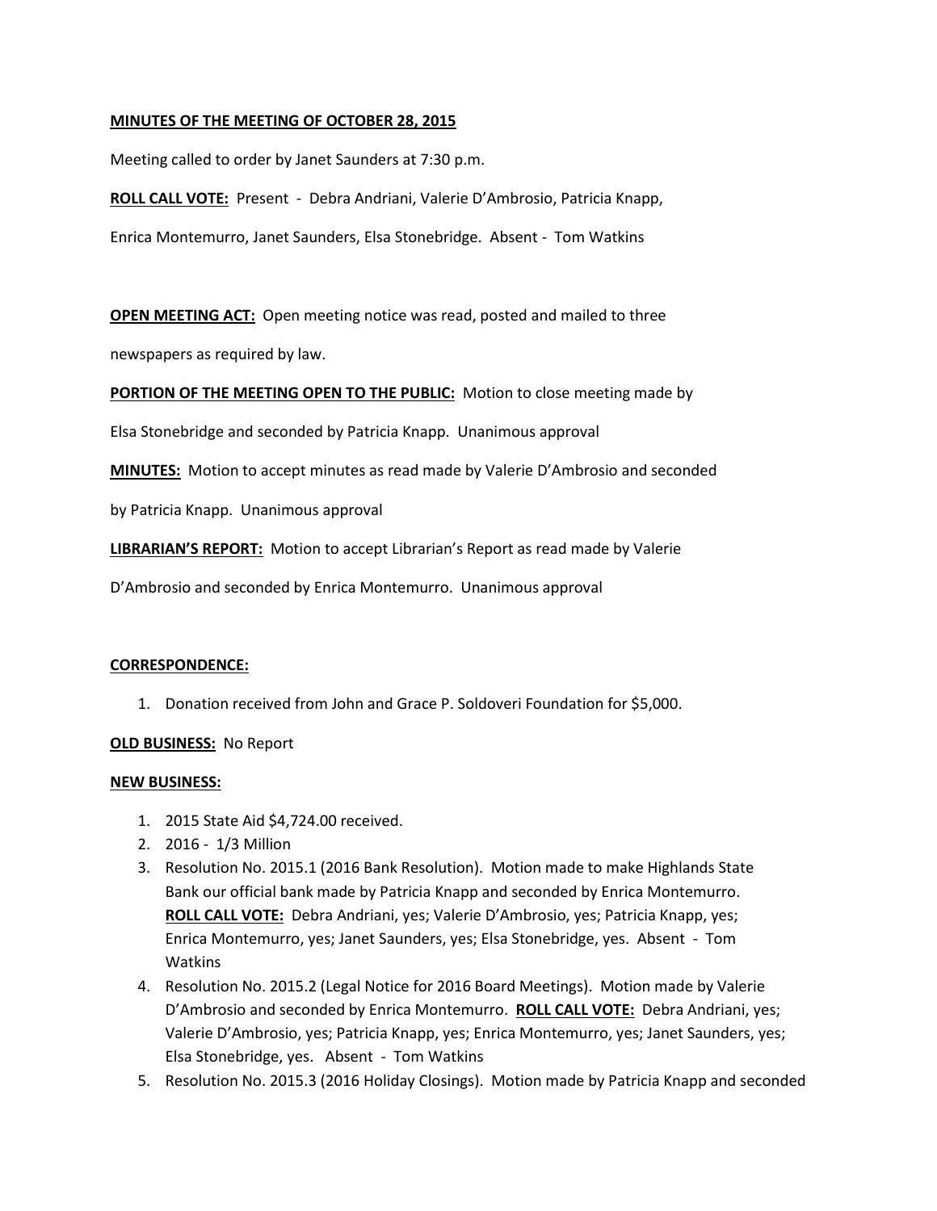**MINUTES OF THE MEETING OF OCTOBER 28, 2015**

Meeting called to order by Janet Saunders at 7:30 p.m.

**ROLL CALL VOTE:** Present - Debra Andriani, Valerie D'Ambrosio, Patricia Knapp, Enrica Montemurro, Janet Saunders, Elsa Stonebridge. Absent - Tom Watkins

**OPEN MEETING ACT:** Open meeting notice was read, posted and mailed to three newspapers as required by law.

**PORTION OF THE MEETING OPEN TO THE PUBLIC:** Motion to close meeting made by Elsa Stonebridge and seconded by Patricia Knapp. Unanimous approval

**MINUTES:** Motion to accept minutes as read made by Valerie D'Ambrosio and seconded by Patricia Knapp. Unanimous approval

**LIBRARIAN'S REPORT:** Motion to accept Librarian's Report as read made by Valerie D'Ambrosio and seconded by Enrica Montemurro. Unanimous approval

**CORRESPONDENCE:**

1. Donation received from John and Grace P. Soldoveri Foundation for $5,000.

**OLD BUSINESS:** No Report

**NEW BUSINESS:**

1. 2015 State Aid $4,724.00 received.
2. 2016 - 1/3 Million
3. Resolution No. 2015.1 (2016 Bank Resolution). Motion made to make Highlands State Bank our official bank made by Patricia Knapp and seconded by Enrica Montemurro. **ROLL CALL VOTE:** Debra Andriani, yes; Valerie D'Ambrosio, yes; Patricia Knapp, yes; Enrica Montemurro, yes; Janet Saunders, yes; Elsa Stonebridge, yes. Absent - Tom Watkins
4. Resolution No. 2015.2 (Legal Notice for 2016 Board Meetings). Motion made by Valerie D'Ambrosio and seconded by Enrica Montemurro. **ROLL CALL VOTE:** Debra Andriani, yes; Valerie D'Ambrosio, yes; Patricia Knapp, yes; Enrica Montemurro, yes; Janet Saunders, yes; Elsa Stonebridge, yes. Absent - Tom Watkins
5. Resolution No. 2015.3 (2016 Holiday Closings). Motion made by Patricia Knapp and seconded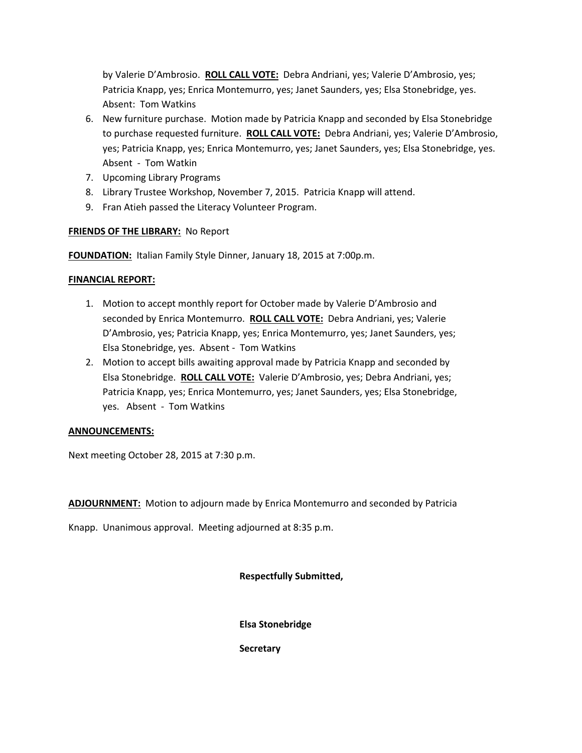by Valerie D'Ambrosio. **ROLL CALL VOTE:** Debra Andriani, yes; Valerie D'Ambrosio, yes; Patricia Knapp, yes; Enrica Montemurro, yes; Janet Saunders, yes; Elsa Stonebridge, yes. Absent: Tom Watkins

6. New furniture purchase. Motion made by Patricia Knapp and seconded by Elsa Stonebridge to purchase requested furniture. **ROLL CALL VOTE:** Debra Andriani, yes; Valerie D'Ambrosio, yes; Patricia Knapp, yes; Enrica Montemurro, yes; Janet Saunders, yes; Elsa Stonebridge, yes. Absent - Tom Watkin
7. Upcoming Library Programs
8. Library Trustee Workshop, November 7, 2015. Patricia Knapp will attend.
9. Fran Atieh passed the Literacy Volunteer Program.

**FRIENDS OF THE LIBRARY:** No Report

**FOUNDATION:** Italian Family Style Dinner, January 18, 2015 at 7:00p.m.

**FINANCIAL REPORT:**

1. Motion to accept monthly report for October made by Valerie D'Ambrosio and seconded by Enrica Montemurro. **ROLL CALL VOTE:** Debra Andriani, yes; Valerie D'Ambrosio, yes; Patricia Knapp, yes; Enrica Montemurro, yes; Janet Saunders, yes; Elsa Stonebridge, yes. Absent - Tom Watkins
2. Motion to accept bills awaiting approval made by Patricia Knapp and seconded by Elsa Stonebridge. **ROLL CALL VOTE:** Valerie D'Ambrosio, yes; Debra Andriani, yes; Patricia Knapp, yes; Enrica Montemurro, yes; Janet Saunders, yes; Elsa Stonebridge, yes. Absent - Tom Watkins

**ANNOUNCEMENTS:**

Next meeting October 28, 2015 at 7:30 p.m.

**ADJOURNMENT:** Motion to adjourn made by Enrica Montemurro and seconded by Patricia Knapp. Unanimous approval. Meeting adjourned at 8:35 p.m.

**Respectfully Submitted,**

**Elsa Stonebridge**

**Secretary**